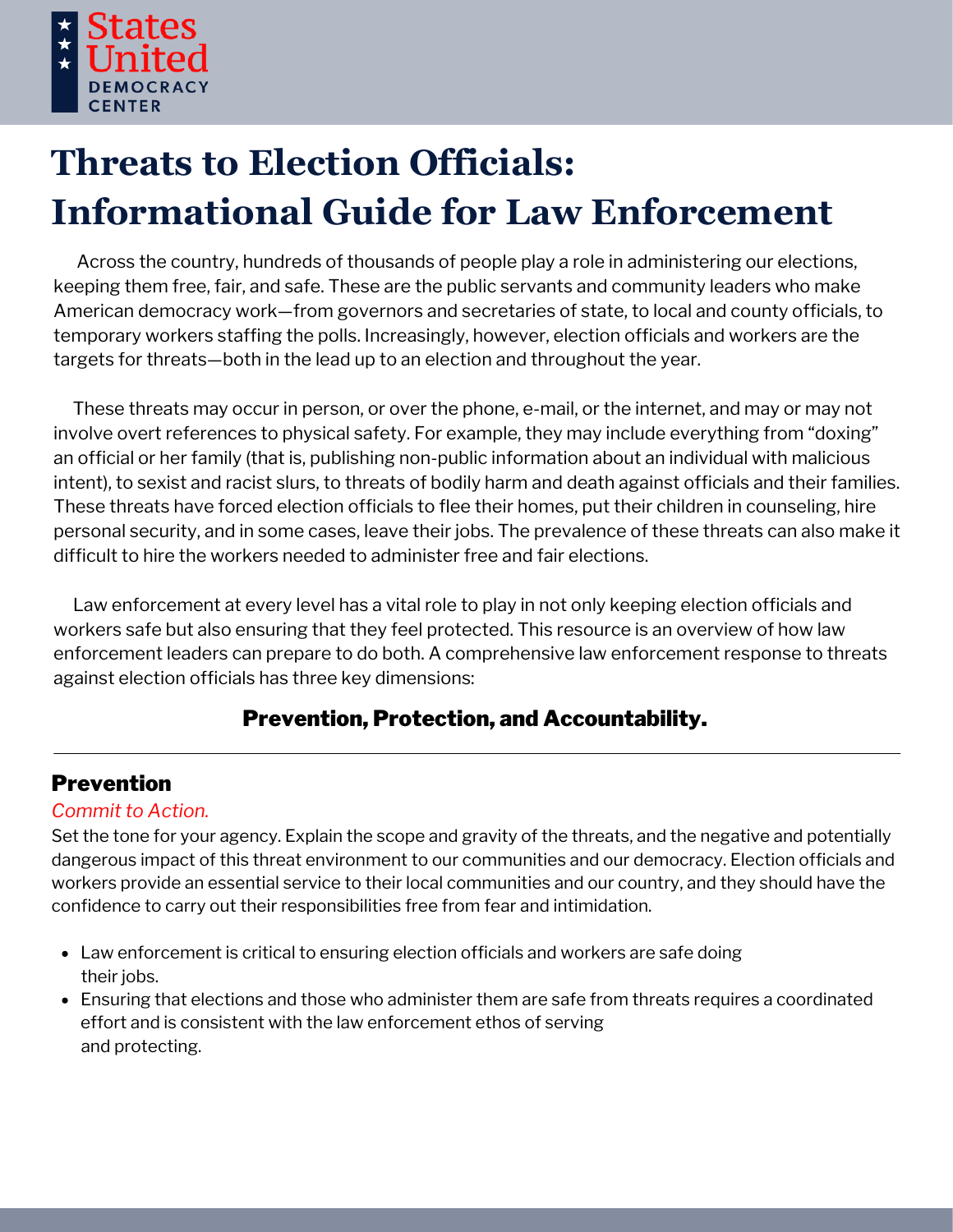States United DEMOCRACY CENTER

# Threats to Election Officials: Informational Guide for Law Enforcement

Across the country, hundreds of thousands of people play a role in administering our elections, keeping them free, fair, and safe. These are the public servants and community leaders who make American democracy work—from governors and secretaries of state, to local and county officials, to temporary workers staffing the polls. Increasingly, however, election officials and workers are the targets for threats—both in the lead up to an election and throughout the year.

These threats may occur in person, or over the phone, e-mail, or the internet, and may or may not involve overt references to physical safety. For example, they may include everything from "doxing" an official or her family (that is, publishing non-public information about an individual with malicious intent), to sexist and racist slurs, to threats of bodily harm and death against officials and their families. These threats have forced election officials to flee their homes, put their children in counseling, hire personal security, and in some cases, leave their jobs. The prevalence of these threats can also make it difficult to hire the workers needed to administer free and fair elections.

Law enforcement at every level has a vital role to play in not only keeping election officials and workers safe but also ensuring that they feel protected. This resource is an overview of how law enforcement leaders can prepare to do both. A comprehensive law enforcement response to threats against election officials has three key dimensions:

**Prevention, Protection, and Accountability.**

---

## Prevention

*Commit to Action.*

Set the tone for your agency. Explain the scope and gravity of the threats, and the negative and potentially dangerous impact of this threat environment to our communities and our democracy. Election officials and workers provide an essential service to their local communities and our country, and they should have the confidence to carry out their responsibilities free from fear and intimidation.

- Law enforcement is critical to ensuring election officials and workers are safe doing their jobs.
- Ensuring that elections and those who administer them are safe from threats requires a coordinated effort and is consistent with the law enforcement ethos of serving and protecting.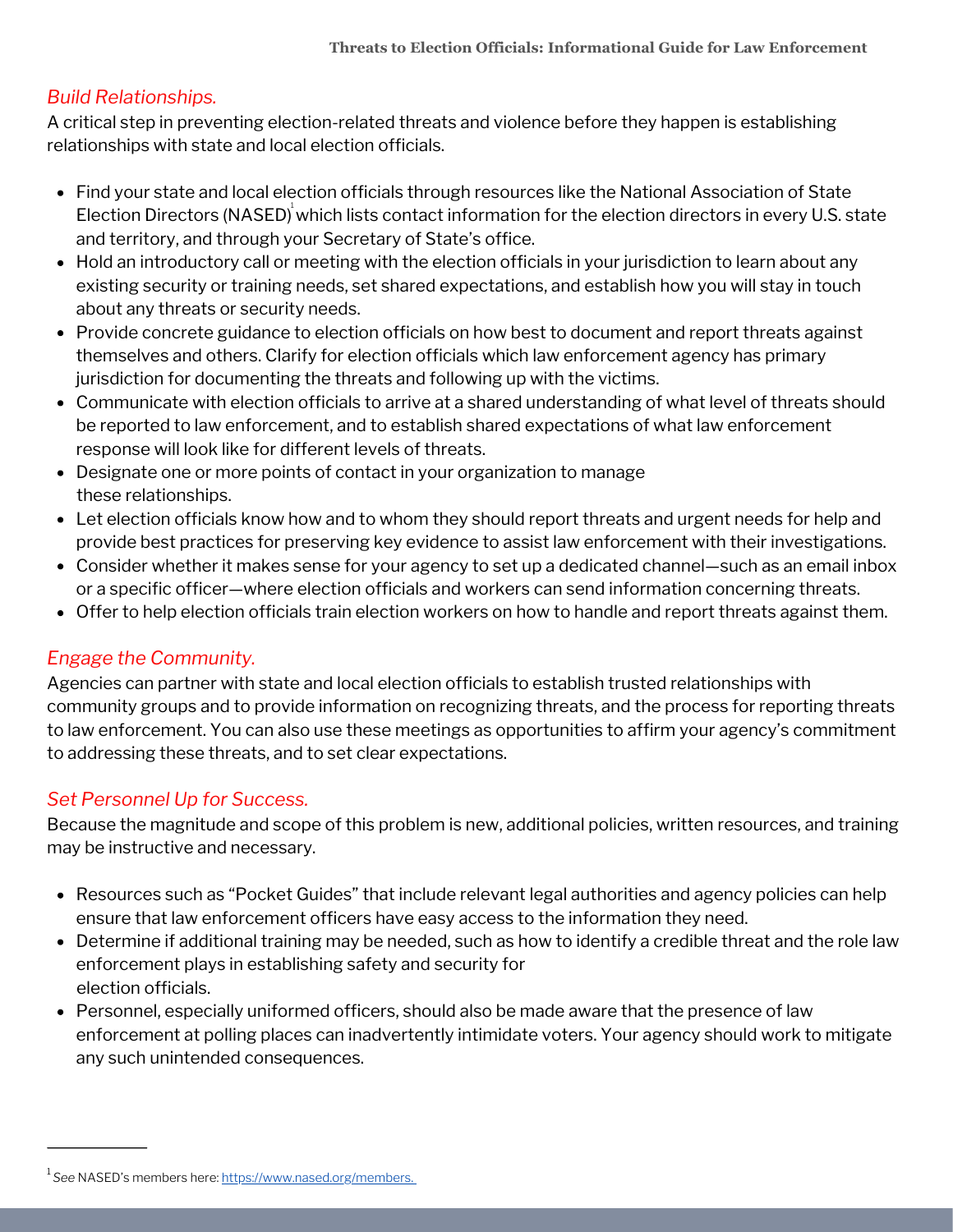### *Build Relationships.*

A critical step in preventing election-related threats and violence before they happen is establishing relationships with state and local election officials.

- Find your state and local election officials through resources like the National Association of State Election Directors (NASED)[1] which lists contact information for the election directors in every U.S. state and territory, and through your Secretary of State's office.
- Hold an introductory call or meeting with the election officials in your jurisdiction to learn about any existing security or training needs, set shared expectations, and establish how you will stay in touch about any threats or security needs.
- Provide concrete guidance to election officials on how best to document and report threats against themselves and others. Clarify for election officials which law enforcement agency has primary jurisdiction for documenting the threats and following up with the victims.
- Communicate with election officials to arrive at a shared understanding of what level of threats should be reported to law enforcement, and to establish shared expectations of what law enforcement response will look like for different levels of threats.
- Designate one or more points of contact in your organization to manage these relationships.
- Let election officials know how and to whom they should report threats and urgent needs for help and provide best practices for preserving key evidence to assist law enforcement with their investigations.
- Consider whether it makes sense for your agency to set up a dedicated channel—such as an email inbox or a specific officer—where election officials and workers can send information concerning threats.
- Offer to help election officials train election workers on how to handle and report threats against them.

### *Engage the Community.*

Agencies can partner with state and local election officials to establish trusted relationships with community groups and to provide information on recognizing threats, and the process for reporting threats to law enforcement. You can also use these meetings as opportunities to affirm your agency's commitment to addressing these threats, and to set clear expectations.

### *Set Personnel Up for Success.*

Because the magnitude and scope of this problem is new, additional policies, written resources, and training may be instructive and necessary.

- Resources such as "Pocket Guides" that include relevant legal authorities and agency policies can help ensure that law enforcement officers have easy access to the information they need.
- Determine if additional training may be needed, such as how to identify a credible threat and the role law enforcement plays in establishing safety and security for election officials.
- Personnel, especially uniformed officers, should also be made aware that the presence of law enforcement at polling places can inadvertently intimidate voters. Your agency should work to mitigate any such unintended consequences.

---

[1] *See* NASED's members here: https://www.nased.org/members.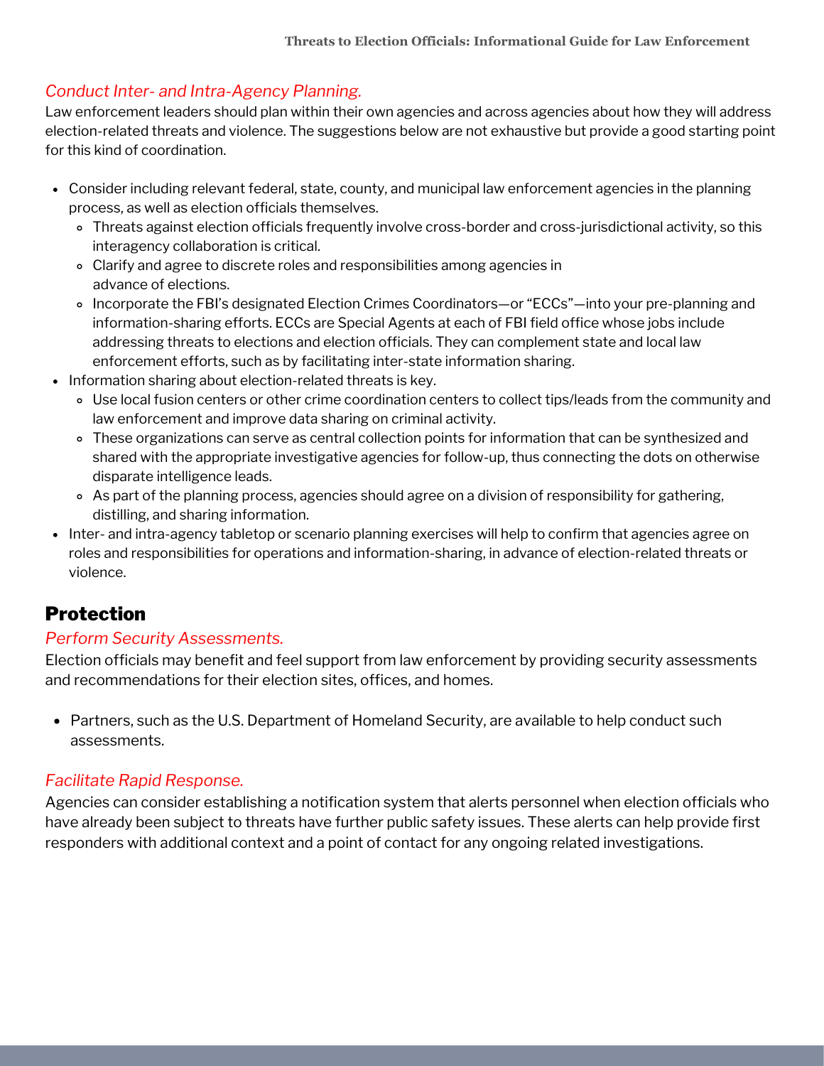*Conduct Inter- and Intra-Agency Planning.*

Law enforcement leaders should plan within their own agencies and across agencies about how they will address election-related threats and violence. The suggestions below are not exhaustive but provide a good starting point for this kind of coordination.

- Consider including relevant federal, state, county, and municipal law enforcement agencies in the planning process, as well as election officials themselves.
  - Threats against election officials frequently involve cross-border and cross-jurisdictional activity, so this interagency collaboration is critical.
  - Clarify and agree to discrete roles and responsibilities among agencies in advance of elections.
  - Incorporate the FBI's designated Election Crimes Coordinators—or "ECCs"—into your pre-planning and information-sharing efforts. ECCs are Special Agents at each of FBI field office whose jobs include addressing threats to elections and election officials. They can complement state and local law enforcement efforts, such as by facilitating inter-state information sharing.
- Information sharing about election-related threats is key.
  - Use local fusion centers or other crime coordination centers to collect tips/leads from the community and law enforcement and improve data sharing on criminal activity.
  - These organizations can serve as central collection points for information that can be synthesized and shared with the appropriate investigative agencies for follow-up, thus connecting the dots on otherwise disparate intelligence leads.
  - As part of the planning process, agencies should agree on a division of responsibility for gathering, distilling, and sharing information.
- Inter- and intra-agency tabletop or scenario planning exercises will help to confirm that agencies agree on roles and responsibilities for operations and information-sharing, in advance of election-related threats or violence.

## Protection

*Perform Security Assessments.*

Election officials may benefit and feel support from law enforcement by providing security assessments and recommendations for their election sites, offices, and homes.

- Partners, such as the U.S. Department of Homeland Security, are available to help conduct such assessments.

*Facilitate Rapid Response.*

Agencies can consider establishing a notification system that alerts personnel when election officials who have already been subject to threats have further public safety issues. These alerts can help provide first responders with additional context and a point of contact for any ongoing related investigations.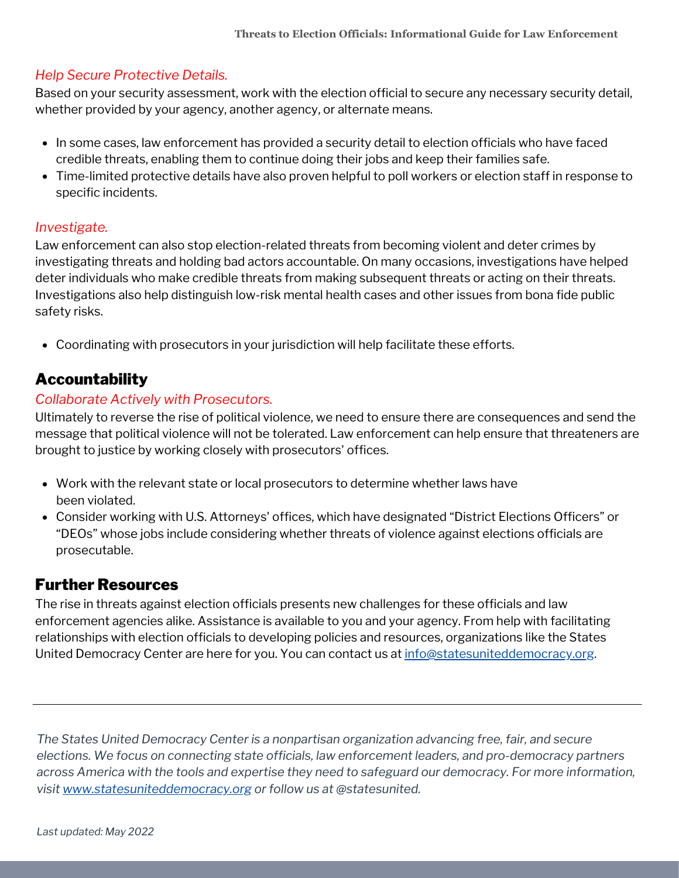*Help Secure Protective Details.*

Based on your security assessment, work with the election official to secure any necessary security detail, whether provided by your agency, another agency, or alternate means.

- In some cases, law enforcement has provided a security detail to election officials who have faced credible threats, enabling them to continue doing their jobs and keep their families safe.
- Time-limited protective details have also proven helpful to poll workers or election staff in response to specific incidents.

*Investigate.*

Law enforcement can also stop election-related threats from becoming violent and deter crimes by investigating threats and holding bad actors accountable. On many occasions, investigations have helped deter individuals who make credible threats from making subsequent threats or acting on their threats. Investigations also help distinguish low-risk mental health cases and other issues from bona fide public safety risks.

- Coordinating with prosecutors in your jurisdiction will help facilitate these efforts.

## Accountability

*Collaborate Actively with Prosecutors.*

Ultimately to reverse the rise of political violence, we need to ensure there are consequences and send the message that political violence will not be tolerated. Law enforcement can help ensure that threateners are brought to justice by working closely with prosecutors' offices.

- Work with the relevant state or local prosecutors to determine whether laws have been violated.
- Consider working with U.S. Attorneys' offices, which have designated "District Elections Officers" or "DEOs" whose jobs include considering whether threats of violence against elections officials are prosecutable.

## Further Resources

The rise in threats against election officials presents new challenges for these officials and law enforcement agencies alike. Assistance is available to you and your agency. From help with facilitating relationships with election officials to developing policies and resources, organizations like the States United Democracy Center are here for you. You can contact us at [info@statesuniteddemocracy.org](mailto:info@statesuniteddemocracy.org).

---

*The States United Democracy Center is a nonpartisan organization advancing free, fair, and secure elections. We focus on connecting state officials, law enforcement leaders, and pro-democracy partners across America with the tools and expertise they need to safeguard our democracy. For more information, visit [www.statesuniteddemocracy.org](http://www.statesuniteddemocracy.org) or follow us at @statesunited.*

*Last updated: May 2022*